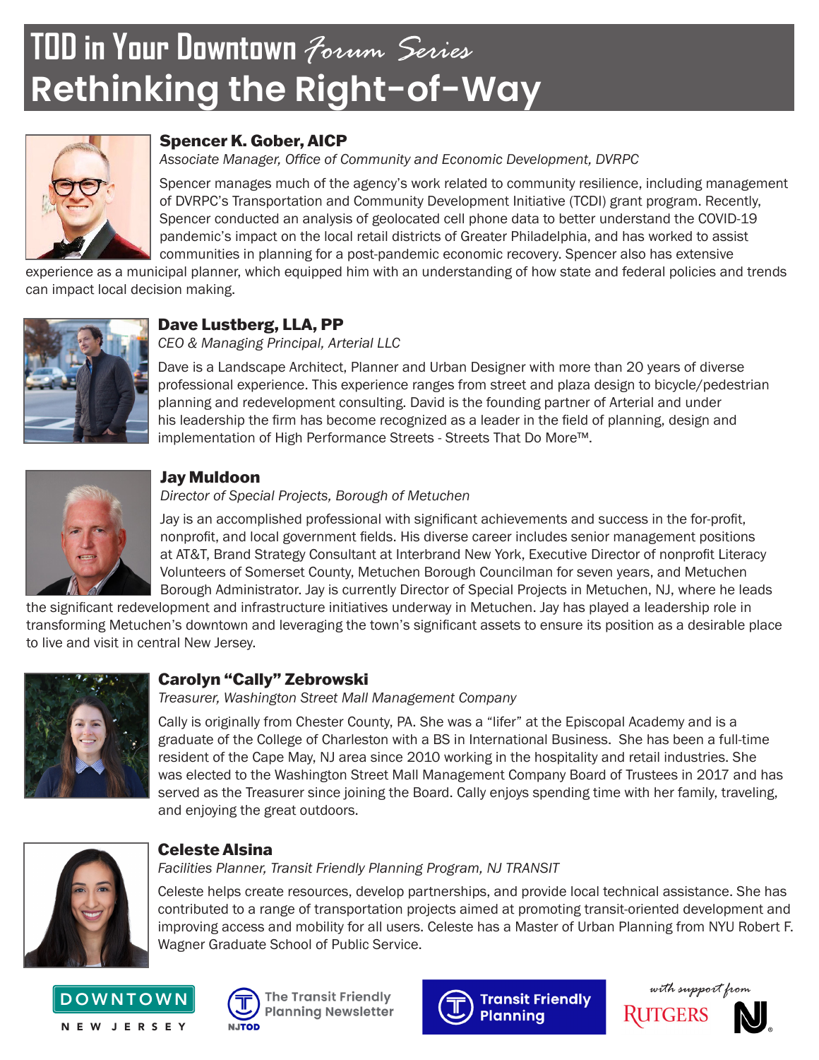# TOD in Your Downtown *Forum Series*

# Rethinking the Right-of-Way

### Spencer K. Gober, AICP

*Associate Manager, Office of Community and Economic Development, DVRPC*

Spencer manages much of the agency's work related to community resilience, including management of DVRPC's Transportation and Community Development Initiative (TCDI) grant program. Recently, Spencer conducted an analysis of geolocated cell phone data to better understand the COVID-19 pandemic's impact on the local retail districts of Greater Philadelphia, and has worked to assist communities in planning for a post-pandemic economic recovery. Spencer also has extensive experience as a municipal planner, which equipped him with an understanding of how state and federal policies and trends can impact local decision making.

### Dave Lustberg, LLA, PP

*CEO & Managing Principal, Arterial LLC*

Dave is a Landscape Architect, Planner and Urban Designer with more than 20 years of diverse professional experience. This experience ranges from street and plaza design to bicycle/pedestrian planning and redevelopment consulting. David is the founding partner of Arterial and under his leadership the firm has become recognized as a leader in the field of planning, design and implementation of High Performance Streets - Streets That Do More™.

### Jay Muldoon

*Director of Special Projects, Borough of Metuchen*

Jay is an accomplished professional with significant achievements and success in the for-profit, nonprofit, and local government fields. His diverse career includes senior management positions at AT&T, Brand Strategy Consultant at Interbrand New York, Executive Director of nonprofit Literacy Volunteers of Somerset County, Metuchen Borough Councilman for seven years, and Metuchen Borough Administrator. Jay is currently Director of Special Projects in Metuchen, NJ, where he leads the significant redevelopment and infrastructure initiatives underway in Metuchen. Jay has played a leadership role in transforming Metuchen's downtown and leveraging the town's significant assets to ensure its position as a desirable place to live and visit in central New Jersey.

### Carolyn "Cally" Zebrowski

*Treasurer, Washington Street Mall Management Company*

Cally is originally from Chester County, PA. She was a "lifer" at the Episcopal Academy and is a graduate of the College of Charleston with a BS in International Business. She has been a full-time resident of the Cape May, NJ area since 2010 working in the hospitality and retail industries. She was elected to the Washington Street Mall Management Company Board of Trustees in 2017 and has served as the Treasurer since joining the Board. Cally enjoys spending time with her family, traveling, and enjoying the great outdoors.

### Celeste Alsina

*Facilities Planner, Transit Friendly Planning Program, NJ TRANSIT*

Celeste helps create resources, develop partnerships, and provide local technical assistance. She has contributed to a range of transportation projects aimed at promoting transit-oriented development and improving access and mobility for all users. Celeste has a Master of Urban Planning from NYU Robert F. Wagner Graduate School of Public Service.

DOWNTOWN NEW JERSEY | The Transit Friendly Planning Newsletter (NJTOD) | Transit Friendly Planning | *with support from* RUTGERS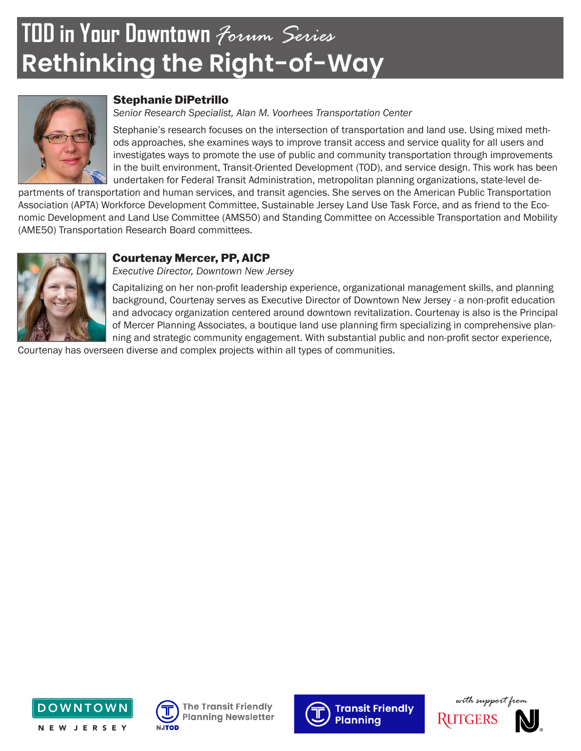# TOD in Your Downtown *Forum Series*

# Rethinking the Right-of-Way

### Stephanie DiPetrillo

*Senior Research Specialist, Alan M. Voorhees Transportation Center*

Stephanie's research focuses on the intersection of transportation and land use. Using mixed methods approaches, she examines ways to improve transit access and service quality for all users and investigates ways to promote the use of public and community transportation through improvements in the built environment, Transit-Oriented Development (TOD), and service design. This work has been undertaken for Federal Transit Administration, metropolitan planning organizations, state-level departments of transportation and human services, and transit agencies. She serves on the American Public Transportation Association (APTA) Workforce Development Committee, Sustainable Jersey Land Use Task Force, and as friend to the Economic Development and Land Use Committee (AMS50) and Standing Committee on Accessible Transportation and Mobility (AME50) Transportation Research Board committees.

### Courtenay Mercer, PP, AICP

*Executive Director, Downtown New Jersey*

Capitalizing on her non-profit leadership experience, organizational management skills, and planning background, Courtenay serves as Executive Director of Downtown New Jersey - a non-profit education and advocacy organization centered around downtown revitalization. Courtenay is also is the Principal of Mercer Planning Associates, a boutique land use planning firm specializing in comprehensive planning and strategic community engagement. With substantial public and non-profit sector experience, Courtenay has overseen diverse and complex projects within all types of communities.

DOWNTOWN NEW JERSEY

The Transit Friendly Planning Newsletter

NJTOD

Transit Friendly Planning

*with support from*

RUTGERS